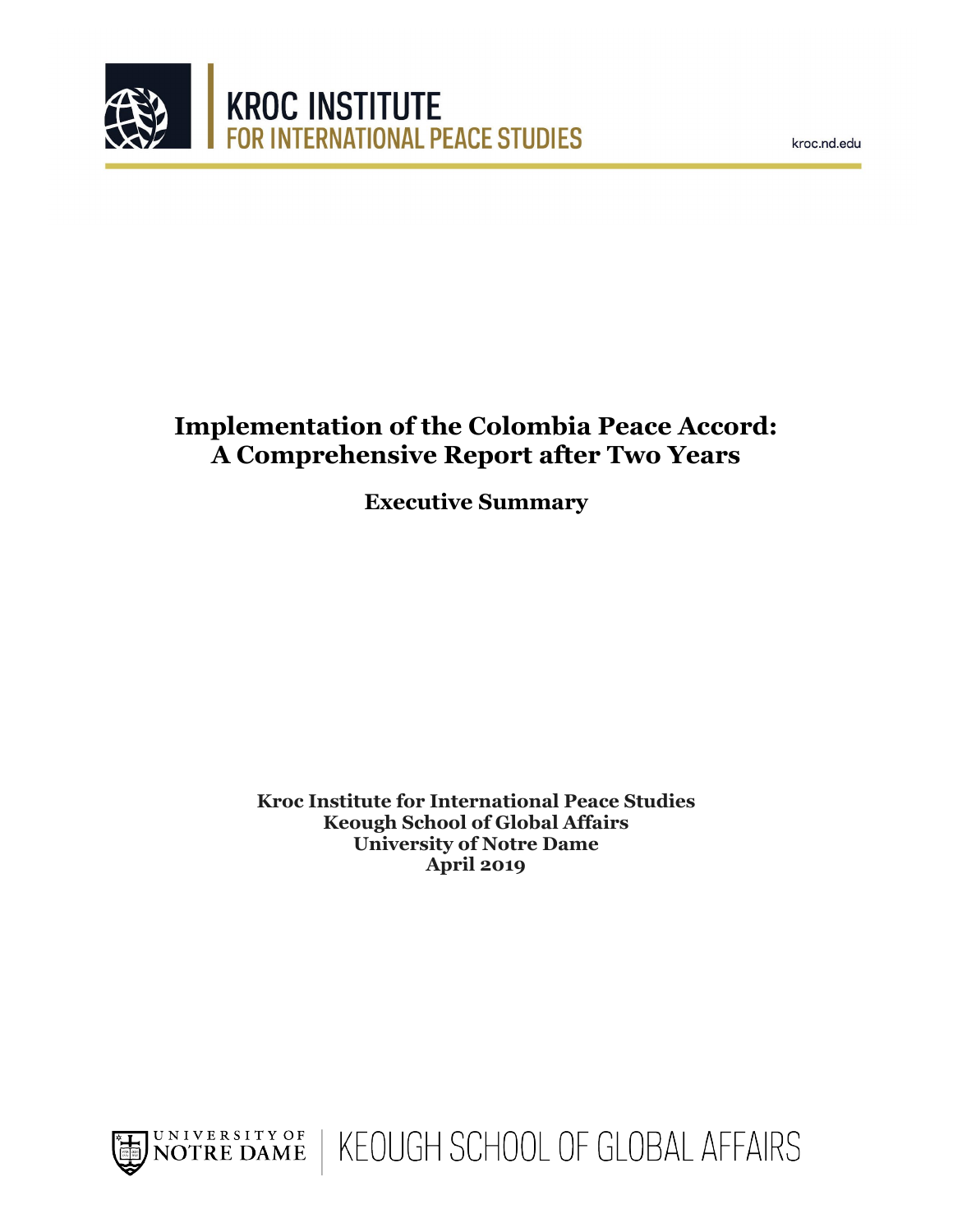KROC INSTITUTE FOR INTERNATIONAL PEACE STUDIES

kroc.nd.edu

# Implementation of the Colombia Peace Accord: A Comprehensive Report after Two Years

## Executive Summary

**Kroc Institute for International Peace Studies**
**Keough School of Global Affairs**
**University of Notre Dame**
**April 2019**

UNIVERSITY OF NOTRE DAME | KEOUGH SCHOOL OF GLOBAL AFFAIRS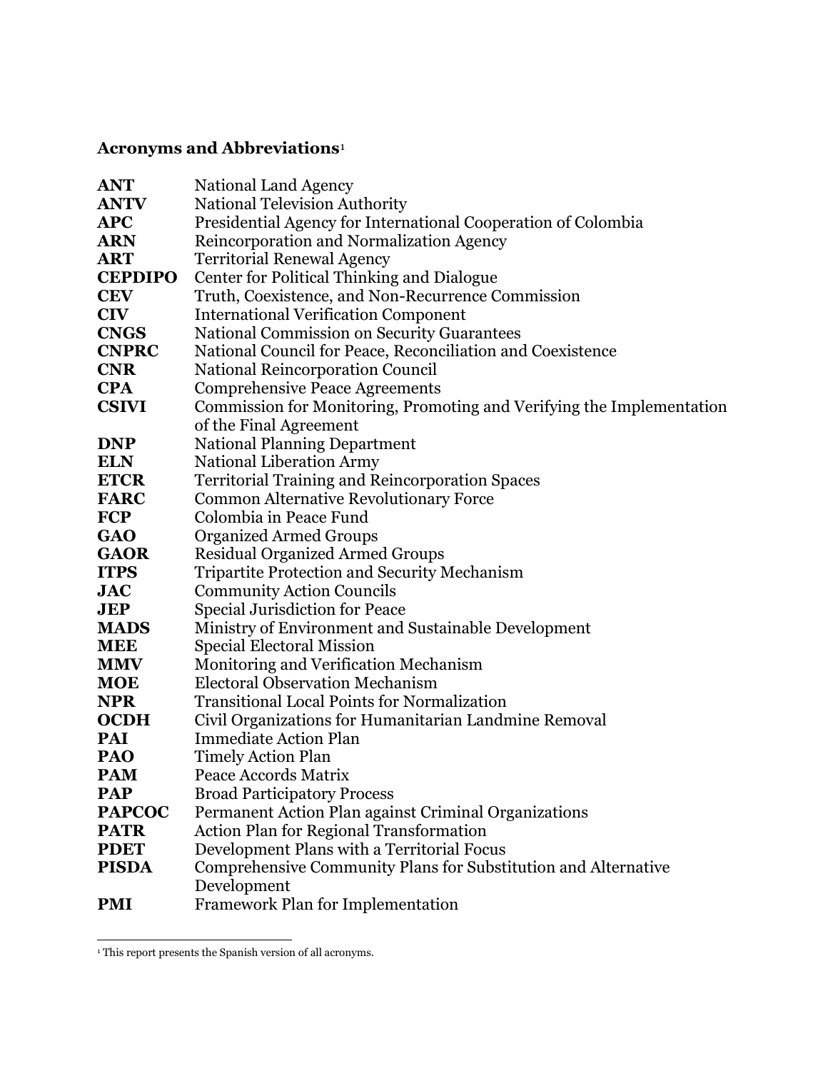## Acronyms and Abbreviations[1]

| | |
|---|---|
| **ANT** | National Land Agency |
| **ANTV** | National Television Authority |
| **APC** | Presidential Agency for International Cooperation of Colombia |
| **ARN** | Reincorporation and Normalization Agency |
| **ART** | Territorial Renewal Agency |
| **CEPDIPO** | Center for Political Thinking and Dialogue |
| **CEV** | Truth, Coexistence, and Non-Recurrence Commission |
| **CIV** | International Verification Component |
| **CNGS** | National Commission on Security Guarantees |
| **CNPRC** | National Council for Peace, Reconciliation and Coexistence |
| **CNR** | National Reincorporation Council |
| **CPA** | Comprehensive Peace Agreements |
| **CSIVI** | Commission for Monitoring, Promoting and Verifying the Implementation of the Final Agreement |
| **DNP** | National Planning Department |
| **ELN** | National Liberation Army |
| **ETCR** | Territorial Training and Reincorporation Spaces |
| **FARC** | Common Alternative Revolutionary Force |
| **FCP** | Colombia in Peace Fund |
| **GAO** | Organized Armed Groups |
| **GAOR** | Residual Organized Armed Groups |
| **ITPS** | Tripartite Protection and Security Mechanism |
| **JAC** | Community Action Councils |
| **JEP** | Special Jurisdiction for Peace |
| **MADS** | Ministry of Environment and Sustainable Development |
| **MEE** | Special Electoral Mission |
| **MMV** | Monitoring and Verification Mechanism |
| **MOE** | Electoral Observation Mechanism |
| **NPR** | Transitional Local Points for Normalization |
| **OCDH** | Civil Organizations for Humanitarian Landmine Removal |
| **PAI** | Immediate Action Plan |
| **PAO** | Timely Action Plan |
| **PAM** | Peace Accords Matrix |
| **PAP** | Broad Participatory Process |
| **PAPCOC** | Permanent Action Plan against Criminal Organizations |
| **PATR** | Action Plan for Regional Transformation |
| **PDET** | Development Plans with a Territorial Focus |
| **PISDA** | Comprehensive Community Plans for Substitution and Alternative Development |
| **PMI** | Framework Plan for Implementation |

[1] This report presents the Spanish version of all acronyms.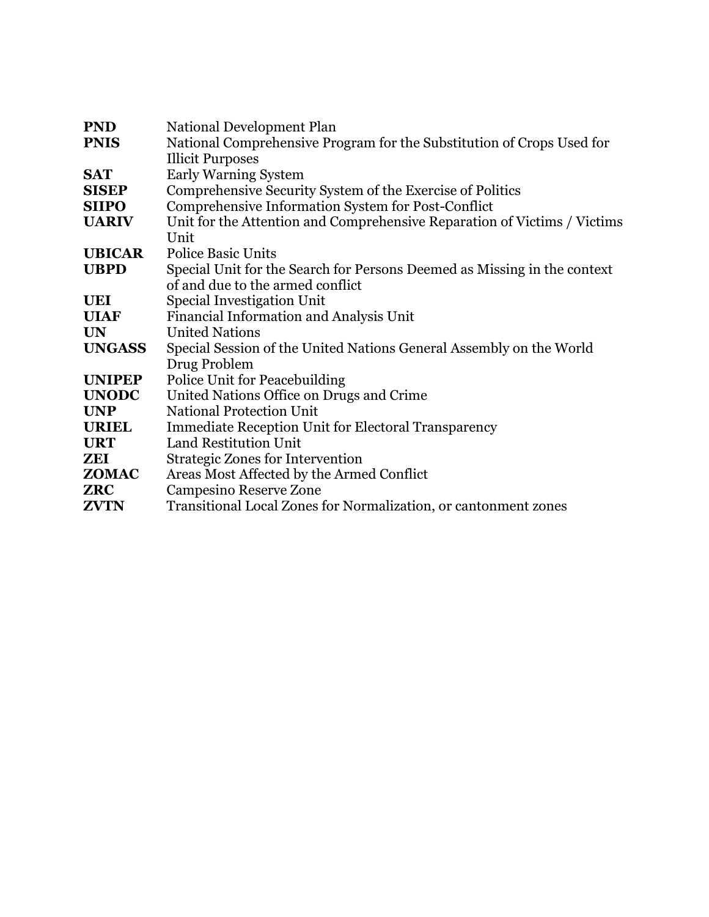| | |
|---|---|
| **PND** | National Development Plan |
| **PNIS** | National Comprehensive Program for the Substitution of Crops Used for Illicit Purposes |
| **SAT** | Early Warning System |
| **SISEP** | Comprehensive Security System of the Exercise of Politics |
| **SIIPO** | Comprehensive Information System for Post-Conflict |
| **UARIV** | Unit for the Attention and Comprehensive Reparation of Victims / Victims Unit |
| **UBICAR** | Police Basic Units |
| **UBPD** | Special Unit for the Search for Persons Deemed as Missing in the context of and due to the armed conflict |
| **UEI** | Special Investigation Unit |
| **UIAF** | Financial Information and Analysis Unit |
| **UN** | United Nations |
| **UNGASS** | Special Session of the United Nations General Assembly on the World Drug Problem |
| **UNIPEP** | Police Unit for Peacebuilding |
| **UNODC** | United Nations Office on Drugs and Crime |
| **UNP** | National Protection Unit |
| **URIEL** | Immediate Reception Unit for Electoral Transparency |
| **URT** | Land Restitution Unit |
| **ZEI** | Strategic Zones for Intervention |
| **ZOMAC** | Areas Most Affected by the Armed Conflict |
| **ZRC** | Campesino Reserve Zone |
| **ZVTN** | Transitional Local Zones for Normalization, or cantonment zones |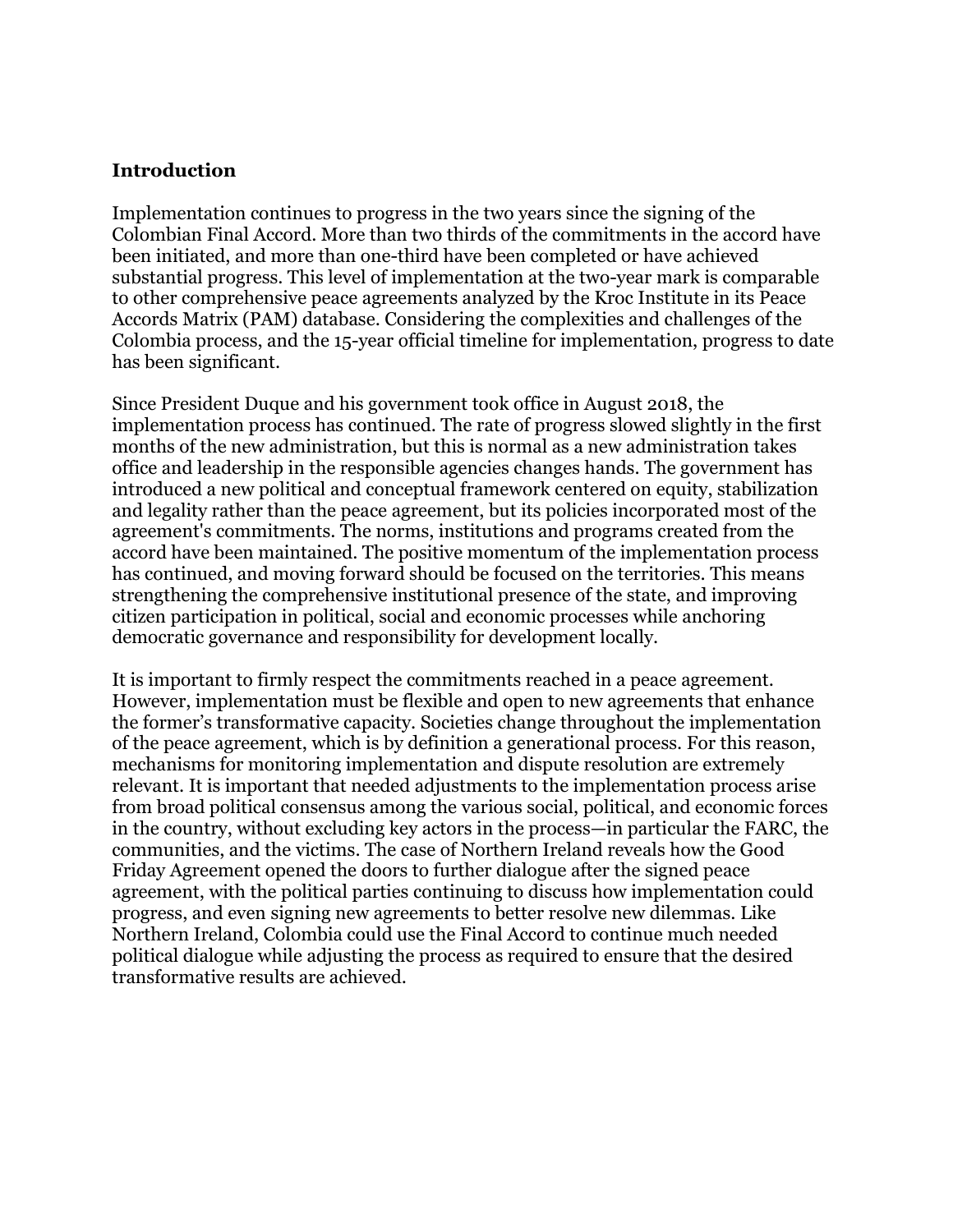## Introduction

Implementation continues to progress in the two years since the signing of the Colombian Final Accord. More than two thirds of the commitments in the accord have been initiated, and more than one-third have been completed or have achieved substantial progress. This level of implementation at the two-year mark is comparable to other comprehensive peace agreements analyzed by the Kroc Institute in its Peace Accords Matrix (PAM) database. Considering the complexities and challenges of the Colombia process, and the 15-year official timeline for implementation, progress to date has been significant.

Since President Duque and his government took office in August 2018, the implementation process has continued. The rate of progress slowed slightly in the first months of the new administration, but this is normal as a new administration takes office and leadership in the responsible agencies changes hands. The government has introduced a new political and conceptual framework centered on equity, stabilization and legality rather than the peace agreement, but its policies incorporated most of the agreement's commitments. The norms, institutions and programs created from the accord have been maintained. The positive momentum of the implementation process has continued, and moving forward should be focused on the territories. This means strengthening the comprehensive institutional presence of the state, and improving citizen participation in political, social and economic processes while anchoring democratic governance and responsibility for development locally.

It is important to firmly respect the commitments reached in a peace agreement. However, implementation must be flexible and open to new agreements that enhance the former's transformative capacity. Societies change throughout the implementation of the peace agreement, which is by definition a generational process. For this reason, mechanisms for monitoring implementation and dispute resolution are extremely relevant. It is important that needed adjustments to the implementation process arise from broad political consensus among the various social, political, and economic forces in the country, without excluding key actors in the process—in particular the FARC, the communities, and the victims. The case of Northern Ireland reveals how the Good Friday Agreement opened the doors to further dialogue after the signed peace agreement, with the political parties continuing to discuss how implementation could progress, and even signing new agreements to better resolve new dilemmas. Like Northern Ireland, Colombia could use the Final Accord to continue much needed political dialogue while adjusting the process as required to ensure that the desired transformative results are achieved.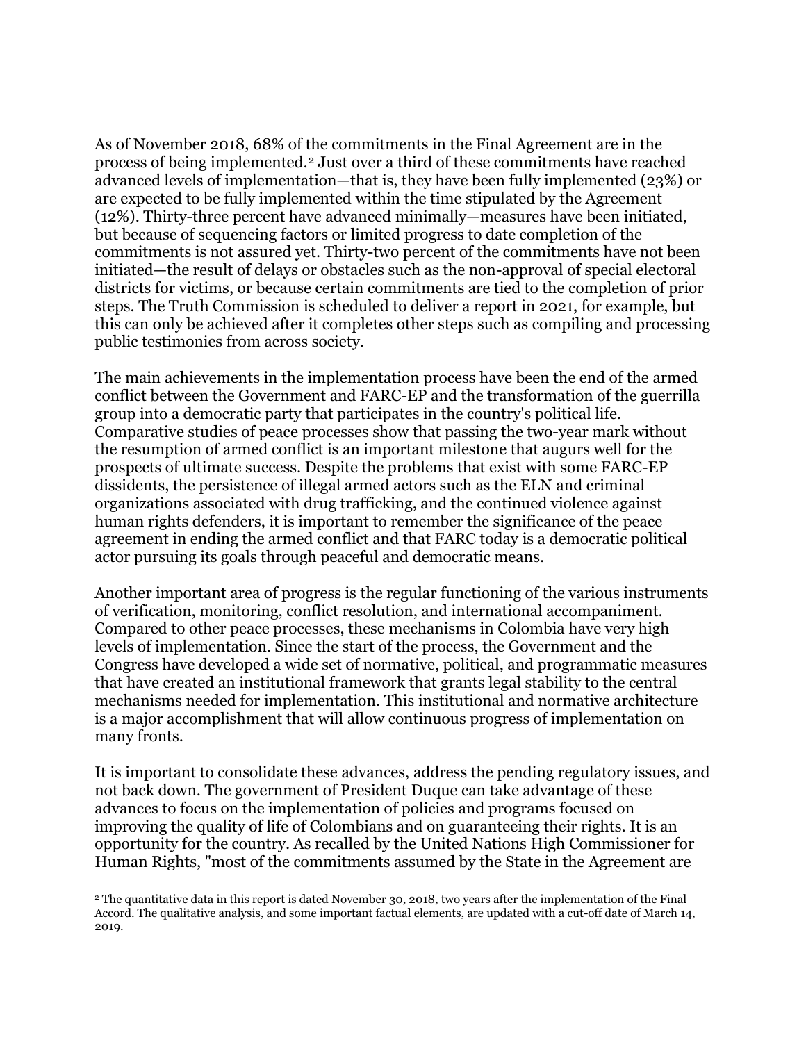As of November 2018, 68% of the commitments in the Final Agreement are in the process of being implemented.[2] Just over a third of these commitments have reached advanced levels of implementation—that is, they have been fully implemented (23%) or are expected to be fully implemented within the time stipulated by the Agreement (12%). Thirty-three percent have advanced minimally—measures have been initiated, but because of sequencing factors or limited progress to date completion of the commitments is not assured yet. Thirty-two percent of the commitments have not been initiated—the result of delays or obstacles such as the non-approval of special electoral districts for victims, or because certain commitments are tied to the completion of prior steps. The Truth Commission is scheduled to deliver a report in 2021, for example, but this can only be achieved after it completes other steps such as compiling and processing public testimonies from across society.

The main achievements in the implementation process have been the end of the armed conflict between the Government and FARC-EP and the transformation of the guerrilla group into a democratic party that participates in the country's political life. Comparative studies of peace processes show that passing the two-year mark without the resumption of armed conflict is an important milestone that augurs well for the prospects of ultimate success. Despite the problems that exist with some FARC-EP dissidents, the persistence of illegal armed actors such as the ELN and criminal organizations associated with drug trafficking, and the continued violence against human rights defenders, it is important to remember the significance of the peace agreement in ending the armed conflict and that FARC today is a democratic political actor pursuing its goals through peaceful and democratic means.

Another important area of progress is the regular functioning of the various instruments of verification, monitoring, conflict resolution, and international accompaniment. Compared to other peace processes, these mechanisms in Colombia have very high levels of implementation. Since the start of the process, the Government and the Congress have developed a wide set of normative, political, and programmatic measures that have created an institutional framework that grants legal stability to the central mechanisms needed for implementation. This institutional and normative architecture is a major accomplishment that will allow continuous progress of implementation on many fronts.

It is important to consolidate these advances, address the pending regulatory issues, and not back down. The government of President Duque can take advantage of these advances to focus on the implementation of policies and programs focused on improving the quality of life of Colombians and on guaranteeing their rights. It is an opportunity for the country. As recalled by the United Nations High Commissioner for Human Rights, "most of the commitments assumed by the State in the Agreement are

---

[2] The quantitative data in this report is dated November 30, 2018, two years after the implementation of the Final Accord. The qualitative analysis, and some important factual elements, are updated with a cut-off date of March 14, 2019.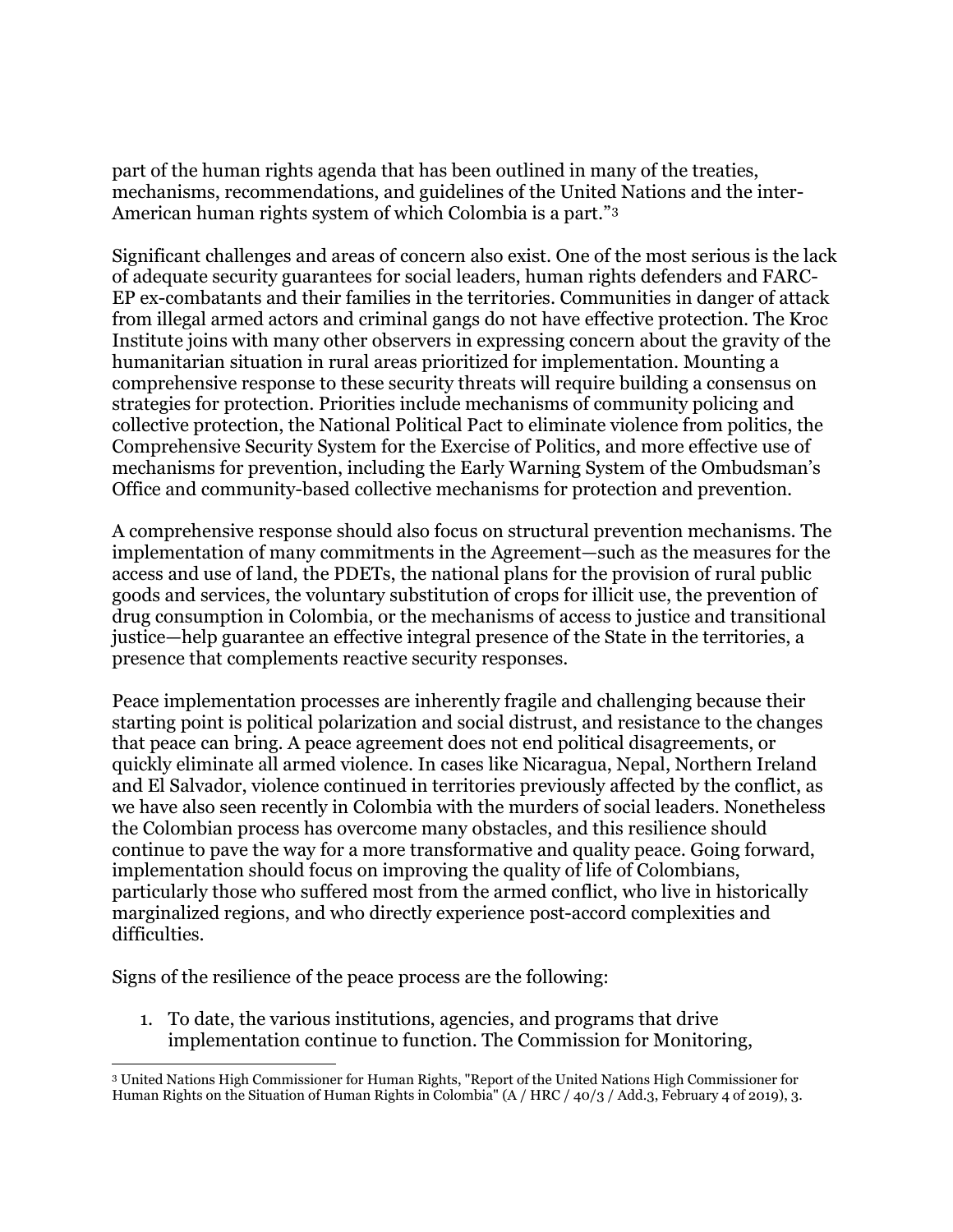part of the human rights agenda that has been outlined in many of the treaties, mechanisms, recommendations, and guidelines of the United Nations and the inter-American human rights system of which Colombia is a part."[3]

Significant challenges and areas of concern also exist. One of the most serious is the lack of adequate security guarantees for social leaders, human rights defenders and FARC-EP ex-combatants and their families in the territories. Communities in danger of attack from illegal armed actors and criminal gangs do not have effective protection. The Kroc Institute joins with many other observers in expressing concern about the gravity of the humanitarian situation in rural areas prioritized for implementation. Mounting a comprehensive response to these security threats will require building a consensus on strategies for protection. Priorities include mechanisms of community policing and collective protection, the National Political Pact to eliminate violence from politics, the Comprehensive Security System for the Exercise of Politics, and more effective use of mechanisms for prevention, including the Early Warning System of the Ombudsman's Office and community-based collective mechanisms for protection and prevention.

A comprehensive response should also focus on structural prevention mechanisms. The implementation of many commitments in the Agreement—such as the measures for the access and use of land, the PDETs, the national plans for the provision of rural public goods and services, the voluntary substitution of crops for illicit use, the prevention of drug consumption in Colombia, or the mechanisms of access to justice and transitional justice—help guarantee an effective integral presence of the State in the territories, a presence that complements reactive security responses.

Peace implementation processes are inherently fragile and challenging because their starting point is political polarization and social distrust, and resistance to the changes that peace can bring. A peace agreement does not end political disagreements, or quickly eliminate all armed violence. In cases like Nicaragua, Nepal, Northern Ireland and El Salvador, violence continued in territories previously affected by the conflict, as we have also seen recently in Colombia with the murders of social leaders. Nonetheless the Colombian process has overcome many obstacles, and this resilience should continue to pave the way for a more transformative and quality peace. Going forward, implementation should focus on improving the quality of life of Colombians, particularly those who suffered most from the armed conflict, who live in historically marginalized regions, and who directly experience post-accord complexities and difficulties.

Signs of the resilience of the peace process are the following:

1. To date, the various institutions, agencies, and programs that drive implementation continue to function. The Commission for Monitoring,

[3] United Nations High Commissioner for Human Rights, "Report of the United Nations High Commissioner for Human Rights on the Situation of Human Rights in Colombia" (A / HRC / 40/3 / Add.3, February 4 of 2019), 3.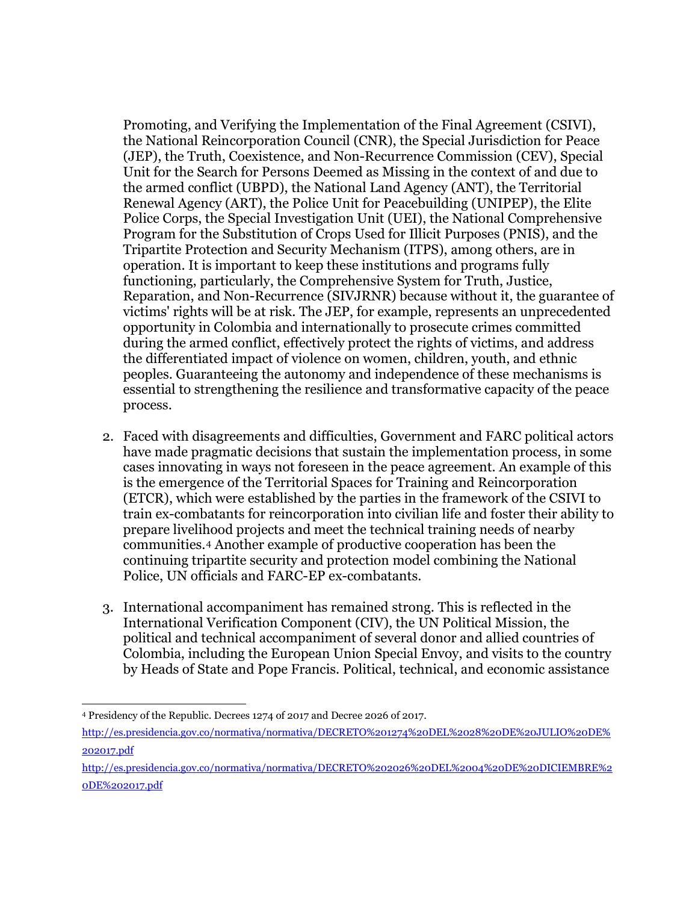Promoting, and Verifying the Implementation of the Final Agreement (CSIVI), the National Reincorporation Council (CNR), the Special Jurisdiction for Peace (JEP), the Truth, Coexistence, and Non-Recurrence Commission (CEV), Special Unit for the Search for Persons Deemed as Missing in the context of and due to the armed conflict (UBPD), the National Land Agency (ANT), the Territorial Renewal Agency (ART), the Police Unit for Peacebuilding (UNIPEP), the Elite Police Corps, the Special Investigation Unit (UEI), the National Comprehensive Program for the Substitution of Crops Used for Illicit Purposes (PNIS), and the Tripartite Protection and Security Mechanism (ITPS), among others, are in operation. It is important to keep these institutions and programs fully functioning, particularly, the Comprehensive System for Truth, Justice, Reparation, and Non-Recurrence (SIVJRNR) because without it, the guarantee of victims' rights will be at risk. The JEP, for example, represents an unprecedented opportunity in Colombia and internationally to prosecute crimes committed during the armed conflict, effectively protect the rights of victims, and address the differentiated impact of violence on women, children, youth, and ethnic peoples. Guaranteeing the autonomy and independence of these mechanisms is essential to strengthening the resilience and transformative capacity of the peace process.

2. Faced with disagreements and difficulties, Government and FARC political actors have made pragmatic decisions that sustain the implementation process, in some cases innovating in ways not foreseen in the peace agreement. An example of this is the emergence of the Territorial Spaces for Training and Reincorporation (ETCR), which were established by the parties in the framework of the CSIVI to train ex-combatants for reincorporation into civilian life and foster their ability to prepare livelihood projects and meet the technical training needs of nearby communities.[4] Another example of productive cooperation has been the continuing tripartite security and protection model combining the National Police, UN officials and FARC-EP ex-combatants.

3. International accompaniment has remained strong. This is reflected in the International Verification Component (CIV), the UN Political Mission, the political and technical accompaniment of several donor and allied countries of Colombia, including the European Union Special Envoy, and visits to the country by Heads of State and Pope Francis. Political, technical, and economic assistance

---

[4] Presidency of the Republic. Decrees 1274 of 2017 and Decree 2026 of 2017.
http://es.presidencia.gov.co/normativa/normativa/DECRETO%201274%20DEL%2028%20DE%20JULIO%20DE%202017.pdf
http://es.presidencia.gov.co/normativa/normativa/DECRETO%202026%20DEL%2004%20DE%20DICIEMBRE%20DE%202017.pdf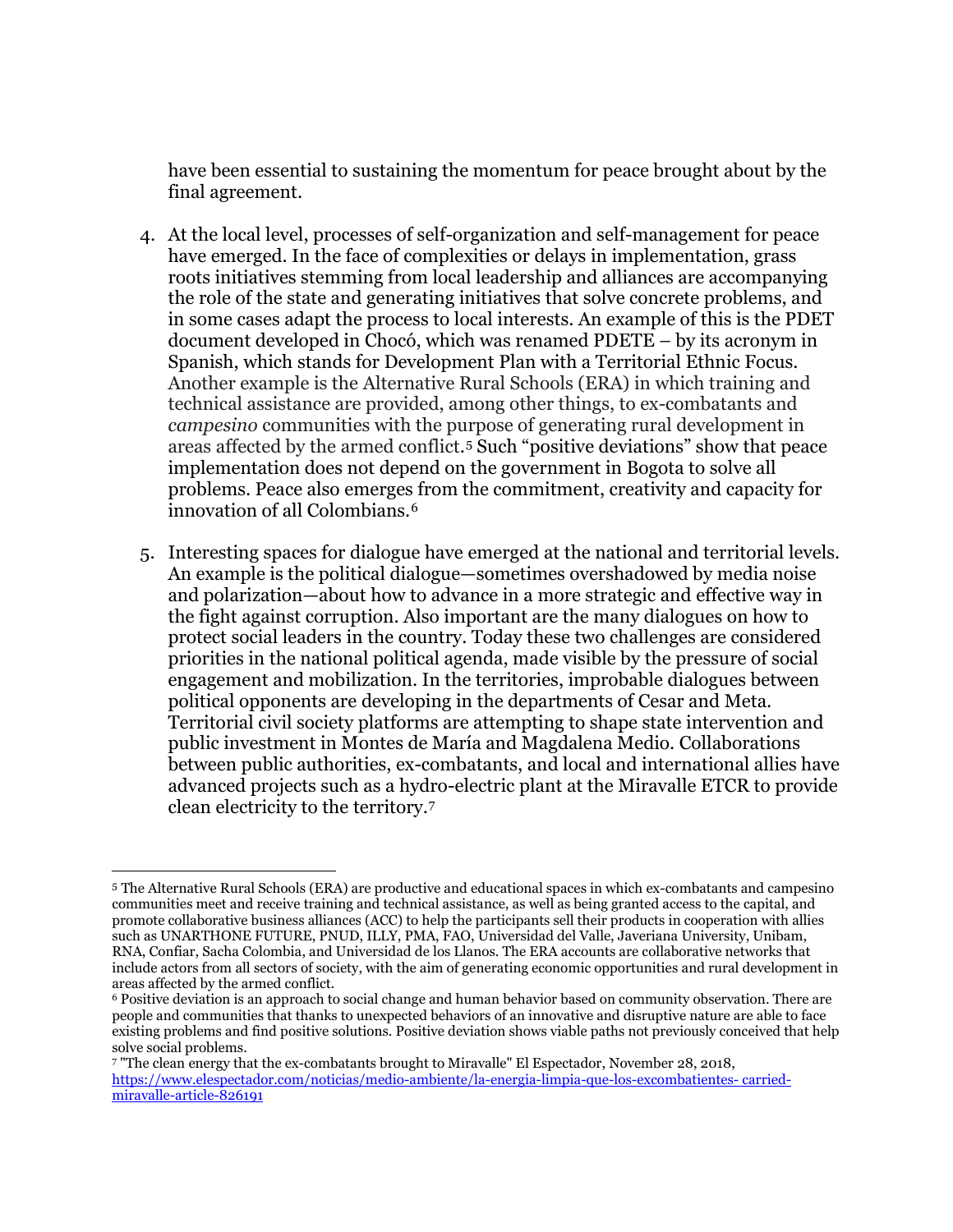have been essential to sustaining the momentum for peace brought about by the final agreement.

4. At the local level, processes of self-organization and self-management for peace have emerged. In the face of complexities or delays in implementation, grass roots initiatives stemming from local leadership and alliances are accompanying the role of the state and generating initiatives that solve concrete problems, and in some cases adapt the process to local interests. An example of this is the PDET document developed in Chocó, which was renamed PDETE – by its acronym in Spanish, which stands for Development Plan with a Territorial Ethnic Focus. Another example is the Alternative Rural Schools (ERA) in which training and technical assistance are provided, among other things, to ex-combatants and *campesino* communities with the purpose of generating rural development in areas affected by the armed conflict.[5] Such "positive deviations" show that peace implementation does not depend on the government in Bogota to solve all problems. Peace also emerges from the commitment, creativity and capacity for innovation of all Colombians.[6]

5. Interesting spaces for dialogue have emerged at the national and territorial levels. An example is the political dialogue—sometimes overshadowed by media noise and polarization—about how to advance in a more strategic and effective way in the fight against corruption. Also important are the many dialogues on how to protect social leaders in the country. Today these two challenges are considered priorities in the national political agenda, made visible by the pressure of social engagement and mobilization. In the territories, improbable dialogues between political opponents are developing in the departments of Cesar and Meta. Territorial civil society platforms are attempting to shape state intervention and public investment in Montes de María and Magdalena Medio. Collaborations between public authorities, ex-combatants, and local and international allies have advanced projects such as a hydro-electric plant at the Miravalle ETCR to provide clean electricity to the territory.[7]

---

[5] The Alternative Rural Schools (ERA) are productive and educational spaces in which ex-combatants and campesino communities meet and receive training and technical assistance, as well as being granted access to the capital, and promote collaborative business alliances (ACC) to help the participants sell their products in cooperation with allies such as UNARTHONE FUTURE, PNUD, ILLY, PMA, FAO, Universidad del Valle, Javeriana University, Unibam, RNA, Confiar, Sacha Colombia, and Universidad de los Llanos. The ERA accounts are collaborative networks that include actors from all sectors of society, with the aim of generating economic opportunities and rural development in areas affected by the armed conflict.

[6] Positive deviation is an approach to social change and human behavior based on community observation. There are people and communities that thanks to unexpected behaviors of an innovative and disruptive nature are able to face existing problems and find positive solutions. Positive deviation shows viable paths not previously conceived that help solve social problems.

[7] "The clean energy that the ex-combatants brought to Miravalle" El Espectador, November 28, 2018, https://www.elespectador.com/noticias/medio-ambiente/la-energia-limpia-que-los-excombatientes- carried-miravalle-article-826191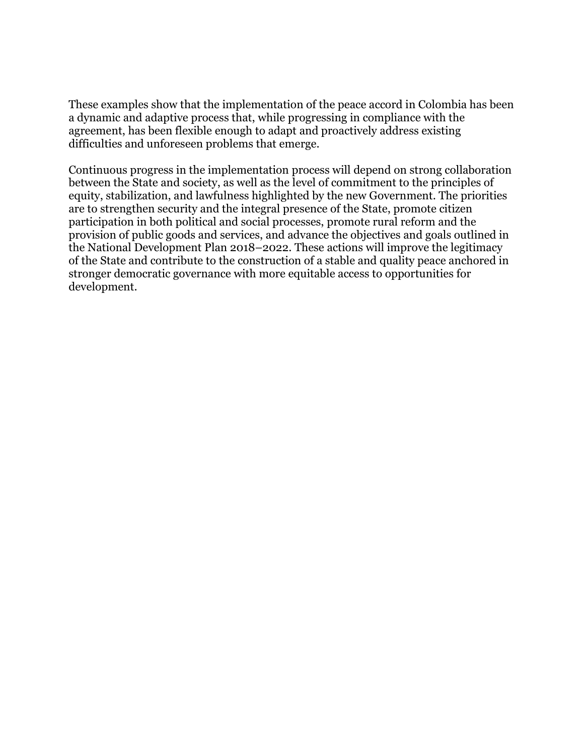These examples show that the implementation of the peace accord in Colombia has been a dynamic and adaptive process that, while progressing in compliance with the agreement, has been flexible enough to adapt and proactively address existing difficulties and unforeseen problems that emerge.

Continuous progress in the implementation process will depend on strong collaboration between the State and society, as well as the level of commitment to the principles of equity, stabilization, and lawfulness highlighted by the new Government. The priorities are to strengthen security and the integral presence of the State, promote citizen participation in both political and social processes, promote rural reform and the provision of public goods and services, and advance the objectives and goals outlined in the National Development Plan 2018–2022. These actions will improve the legitimacy of the State and contribute to the construction of a stable and quality peace anchored in stronger democratic governance with more equitable access to opportunities for development.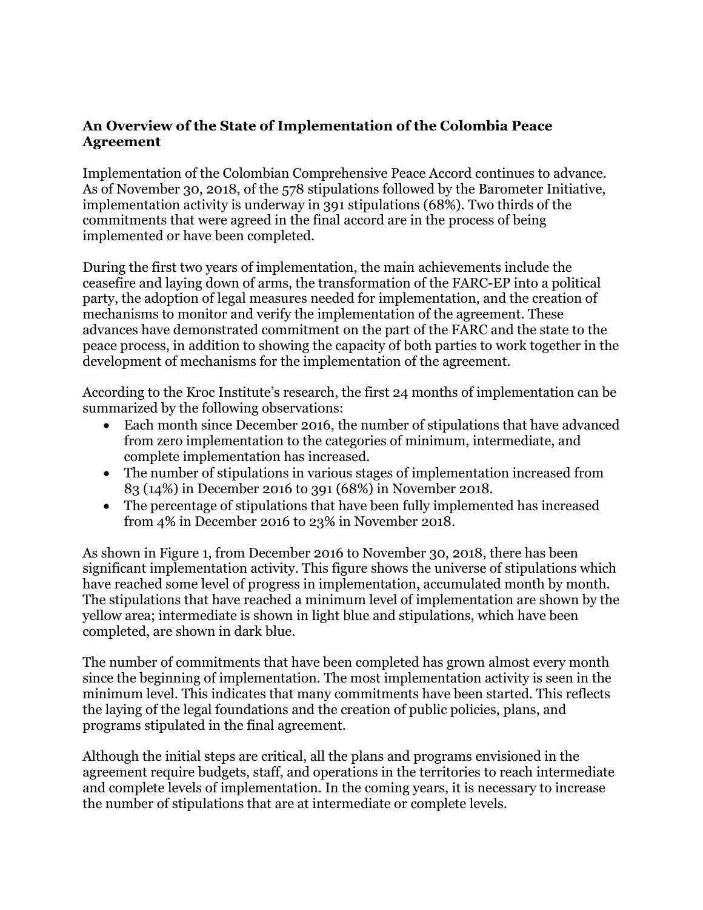## An Overview of the State of Implementation of the Colombia Peace Agreement

Implementation of the Colombian Comprehensive Peace Accord continues to advance. As of November 30, 2018, of the 578 stipulations followed by the Barometer Initiative, implementation activity is underway in 391 stipulations (68%). Two thirds of the commitments that were agreed in the final accord are in the process of being implemented or have been completed.

During the first two years of implementation, the main achievements include the ceasefire and laying down of arms, the transformation of the FARC-EP into a political party, the adoption of legal measures needed for implementation, and the creation of mechanisms to monitor and verify the implementation of the agreement. These advances have demonstrated commitment on the part of the FARC and the state to the peace process, in addition to showing the capacity of both parties to work together in the development of mechanisms for the implementation of the agreement.

According to the Kroc Institute's research, the first 24 months of implementation can be summarized by the following observations:

- Each month since December 2016, the number of stipulations that have advanced from zero implementation to the categories of minimum, intermediate, and complete implementation has increased.
- The number of stipulations in various stages of implementation increased from 83 (14%) in December 2016 to 391 (68%) in November 2018.
- The percentage of stipulations that have been fully implemented has increased from 4% in December 2016 to 23% in November 2018.

As shown in Figure 1, from December 2016 to November 30, 2018, there has been significant implementation activity. This figure shows the universe of stipulations which have reached some level of progress in implementation, accumulated month by month. The stipulations that have reached a minimum level of implementation are shown by the yellow area; intermediate is shown in light blue and stipulations, which have been completed, are shown in dark blue.

The number of commitments that have been completed has grown almost every month since the beginning of implementation. The most implementation activity is seen in the minimum level. This indicates that many commitments have been started. This reflects the laying of the legal foundations and the creation of public policies, plans, and programs stipulated in the final agreement.

Although the initial steps are critical, all the plans and programs envisioned in the agreement require budgets, staff, and operations in the territories to reach intermediate and complete levels of implementation. In the coming years, it is necessary to increase the number of stipulations that are at intermediate or complete levels.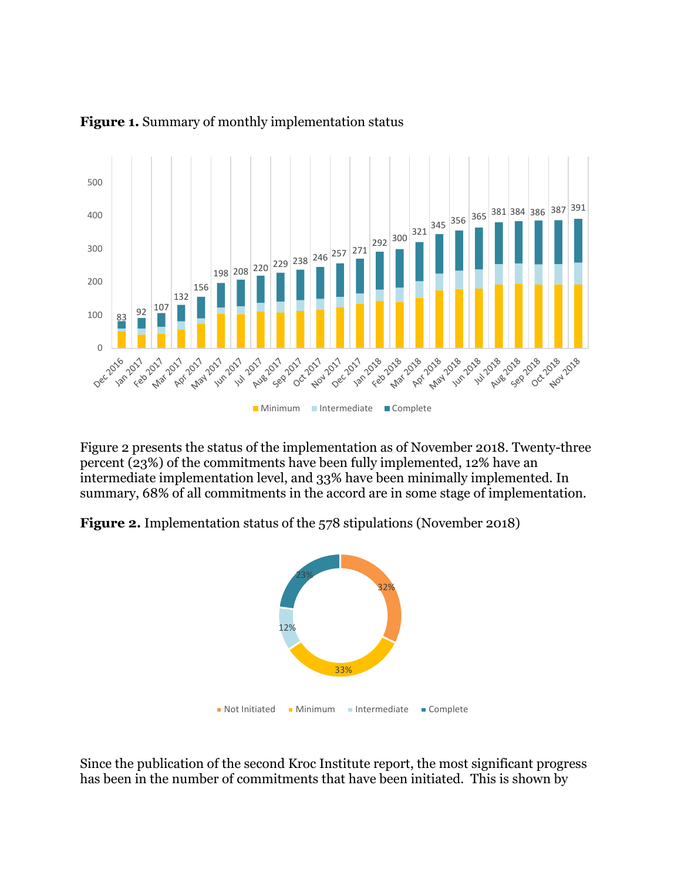**Figure 1.** Summary of monthly implementation status

**Figure 2.** Implementation status of the 578 stipulations (November 2018)

Figure 2 presents the status of the implementation as of November 2018. Twenty-three percent (23%) of the commitments have been fully implemented, 12% have an intermediate implementation level, and 33% have been minimally implemented. In summary, 68% of all commitments in the accord are in some stage of implementation.

Since the publication of the second Kroc Institute report, the most significant progress has been in the number of commitments that have been initiated. This is shown by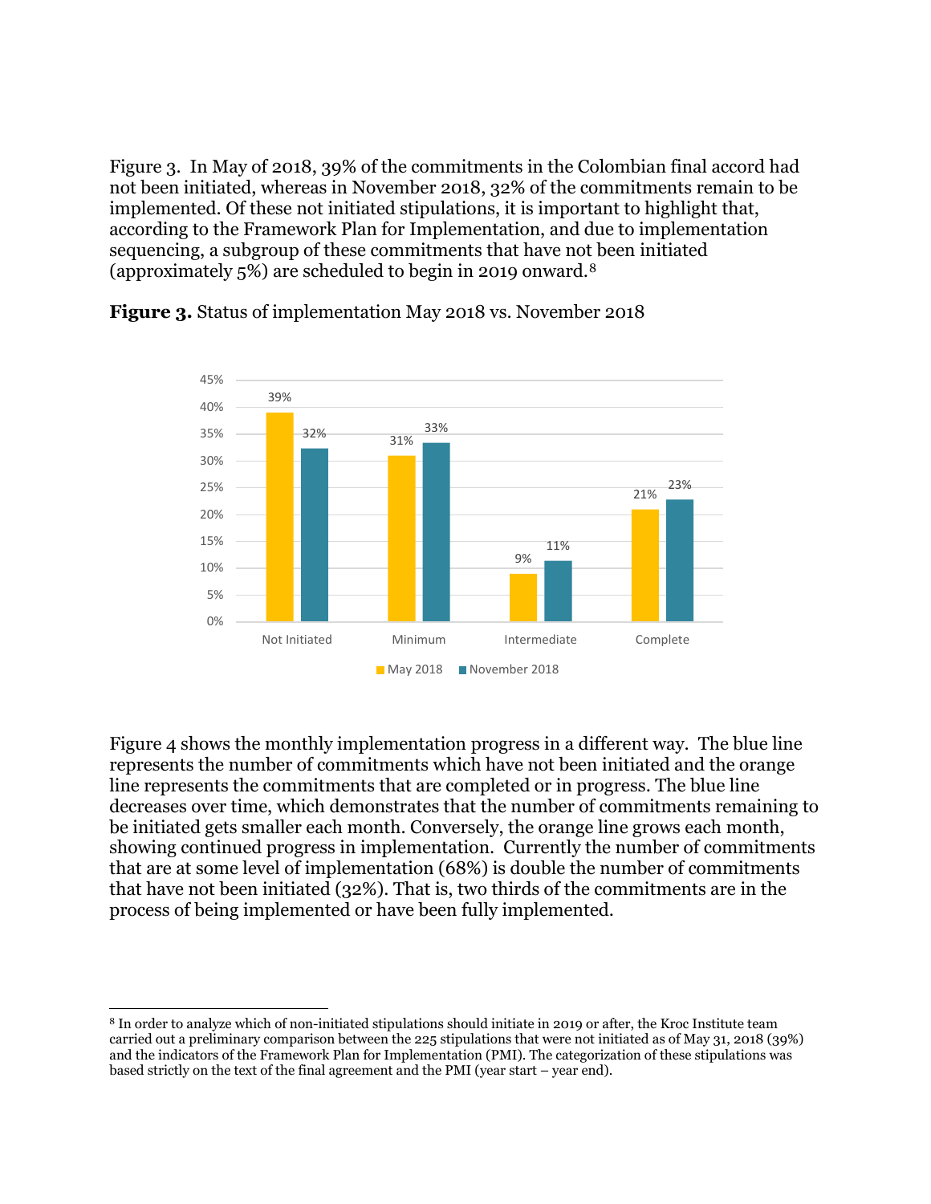Figure 3. In May of 2018, 39% of the commitments in the Colombian final accord had not been initiated, whereas in November 2018, 32% of the commitments remain to be implemented. Of these not initiated stipulations, it is important to highlight that, according to the Framework Plan for Implementation, and due to implementation sequencing, a subgroup of these commitments that have not been initiated (approximately 5%) are scheduled to begin in 2019 onward.[8]

**Figure 3.** Status of implementation May 2018 vs. November 2018

| | May 2018 | November 2018 |
|---|---|---|
| Not Initiated | 39% | 32% |
| Minimum | 31% | 33% |
| Intermediate | 9% | 11% |
| Complete | 21% | 23% |

Figure 4 shows the monthly implementation progress in a different way. The blue line represents the number of commitments which have not been initiated and the orange line represents the commitments that are completed or in progress. The blue line decreases over time, which demonstrates that the number of commitments remaining to be initiated gets smaller each month. Conversely, the orange line grows each month, showing continued progress in implementation. Currently the number of commitments that are at some level of implementation (68%) is double the number of commitments that have not been initiated (32%). That is, two thirds of the commitments are in the process of being implemented or have been fully implemented.

---

[8] In order to analyze which of non-initiated stipulations should initiate in 2019 or after, the Kroc Institute team carried out a preliminary comparison between the 225 stipulations that were not initiated as of May 31, 2018 (39%) and the indicators of the Framework Plan for Implementation (PMI). The categorization of these stipulations was based strictly on the text of the final agreement and the PMI (year start – year end).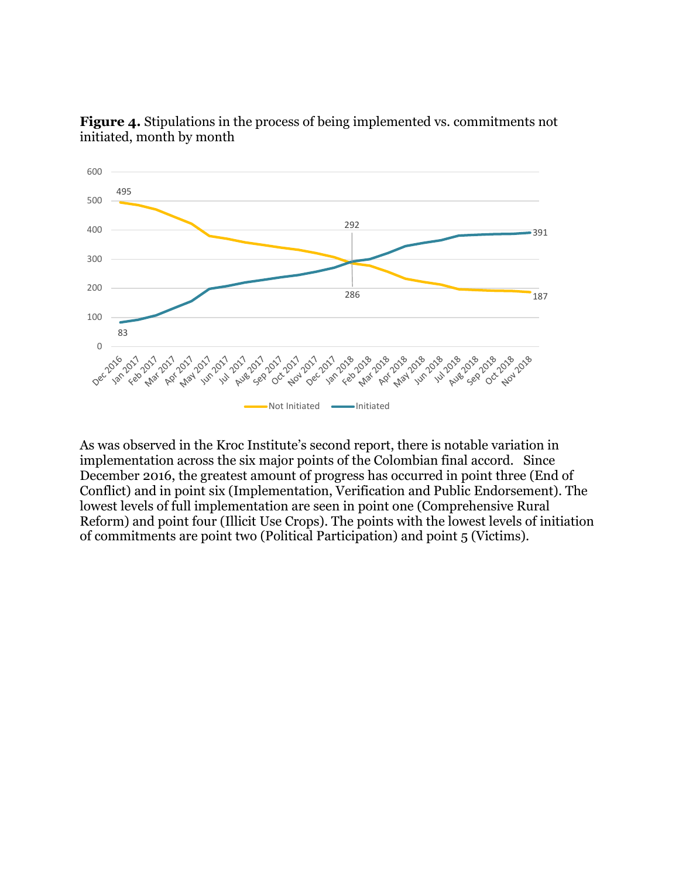**Figure 4.** Stipulations in the process of being implemented vs. commitments not initiated, month by month

As was observed in the Kroc Institute's second report, there is notable variation in implementation across the six major points of the Colombian final accord. Since December 2016, the greatest amount of progress has occurred in point three (End of Conflict) and in point six (Implementation, Verification and Public Endorsement). The lowest levels of full implementation are seen in point one (Comprehensive Rural Reform) and point four (Illicit Use Crops). The points with the lowest levels of initiation of commitments are point two (Political Participation) and point 5 (Victims).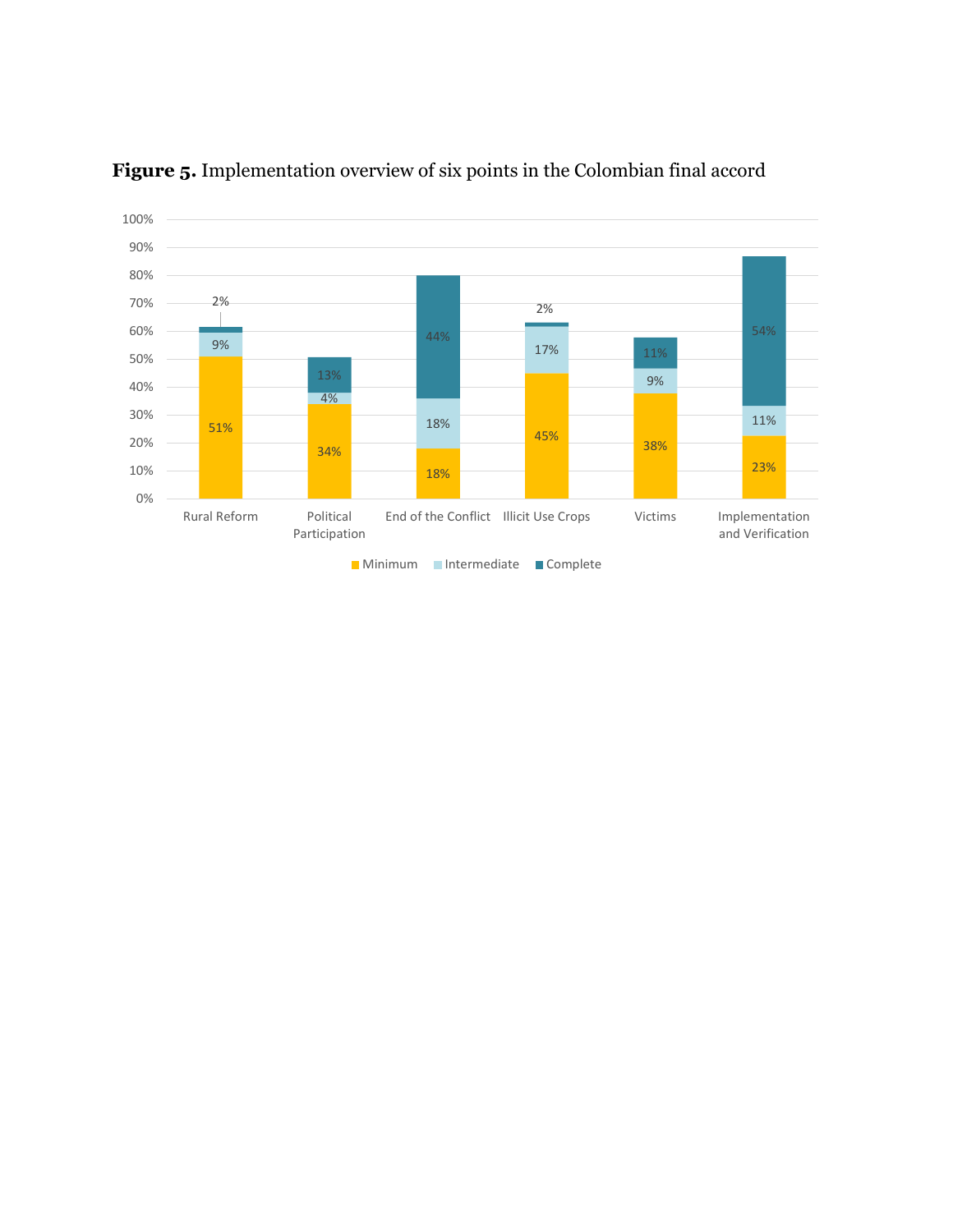**Figure 5.** Implementation overview of six points in the Colombian final accord

| | Minimum | Intermediate | Complete |
|---|---|---|---|
| Rural Reform | 51% | 9% | 2% |
| Political Participation | 34% | 4% | 13% |
| End of the Conflict | 18% | 18% | 44% |
| Illicit Use Crops | 45% | 17% | 2% |
| Victims | 38% | 9% | 11% |
| Implementation and Verification | 23% | 11% | 54% |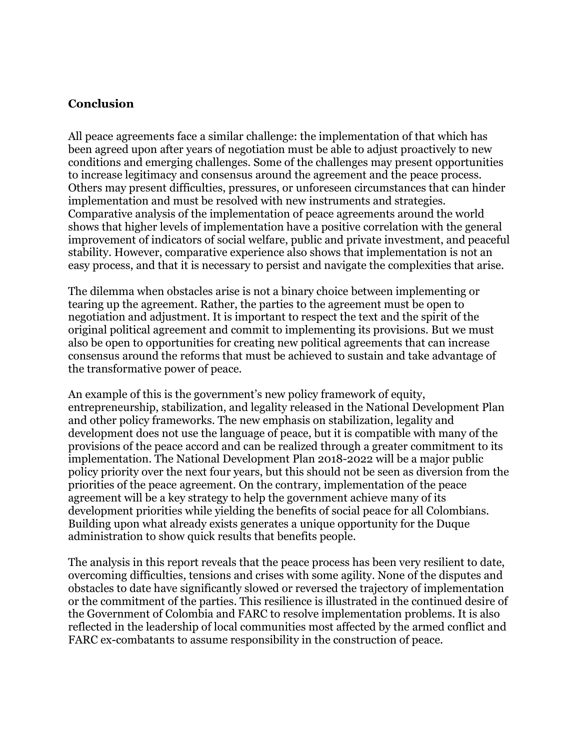## Conclusion

All peace agreements face a similar challenge: the implementation of that which has been agreed upon after years of negotiation must be able to adjust proactively to new conditions and emerging challenges. Some of the challenges may present opportunities to increase legitimacy and consensus around the agreement and the peace process. Others may present difficulties, pressures, or unforeseen circumstances that can hinder implementation and must be resolved with new instruments and strategies. Comparative analysis of the implementation of peace agreements around the world shows that higher levels of implementation have a positive correlation with the general improvement of indicators of social welfare, public and private investment, and peaceful stability. However, comparative experience also shows that implementation is not an easy process, and that it is necessary to persist and navigate the complexities that arise.

The dilemma when obstacles arise is not a binary choice between implementing or tearing up the agreement. Rather, the parties to the agreement must be open to negotiation and adjustment. It is important to respect the text and the spirit of the original political agreement and commit to implementing its provisions. But we must also be open to opportunities for creating new political agreements that can increase consensus around the reforms that must be achieved to sustain and take advantage of the transformative power of peace.

An example of this is the government's new policy framework of equity, entrepreneurship, stabilization, and legality released in the National Development Plan and other policy frameworks. The new emphasis on stabilization, legality and development does not use the language of peace, but it is compatible with many of the provisions of the peace accord and can be realized through a greater commitment to its implementation. The National Development Plan 2018-2022 will be a major public policy priority over the next four years, but this should not be seen as diversion from the priorities of the peace agreement. On the contrary, implementation of the peace agreement will be a key strategy to help the government achieve many of its development priorities while yielding the benefits of social peace for all Colombians. Building upon what already exists generates a unique opportunity for the Duque administration to show quick results that benefits people.

The analysis in this report reveals that the peace process has been very resilient to date, overcoming difficulties, tensions and crises with some agility. None of the disputes and obstacles to date have significantly slowed or reversed the trajectory of implementation or the commitment of the parties. This resilience is illustrated in the continued desire of the Government of Colombia and FARC to resolve implementation problems. It is also reflected in the leadership of local communities most affected by the armed conflict and FARC ex-combatants to assume responsibility in the construction of peace.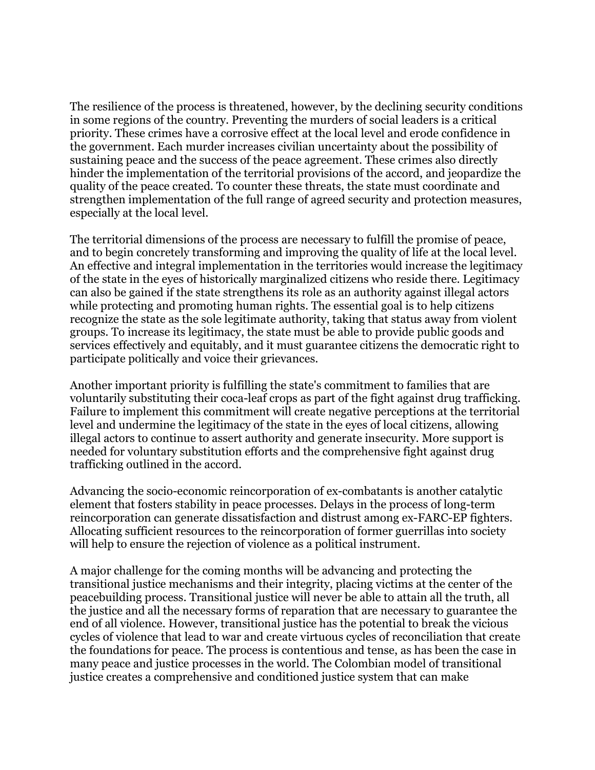The resilience of the process is threatened, however, by the declining security conditions in some regions of the country. Preventing the murders of social leaders is a critical priority. These crimes have a corrosive effect at the local level and erode confidence in the government. Each murder increases civilian uncertainty about the possibility of sustaining peace and the success of the peace agreement. These crimes also directly hinder the implementation of the territorial provisions of the accord, and jeopardize the quality of the peace created. To counter these threats, the state must coordinate and strengthen implementation of the full range of agreed security and protection measures, especially at the local level.

The territorial dimensions of the process are necessary to fulfill the promise of peace, and to begin concretely transforming and improving the quality of life at the local level. An effective and integral implementation in the territories would increase the legitimacy of the state in the eyes of historically marginalized citizens who reside there. Legitimacy can also be gained if the state strengthens its role as an authority against illegal actors while protecting and promoting human rights. The essential goal is to help citizens recognize the state as the sole legitimate authority, taking that status away from violent groups. To increase its legitimacy, the state must be able to provide public goods and services effectively and equitably, and it must guarantee citizens the democratic right to participate politically and voice their grievances.

Another important priority is fulfilling the state's commitment to families that are voluntarily substituting their coca-leaf crops as part of the fight against drug trafficking. Failure to implement this commitment will create negative perceptions at the territorial level and undermine the legitimacy of the state in the eyes of local citizens, allowing illegal actors to continue to assert authority and generate insecurity. More support is needed for voluntary substitution efforts and the comprehensive fight against drug trafficking outlined in the accord.

Advancing the socio-economic reincorporation of ex-combatants is another catalytic element that fosters stability in peace processes. Delays in the process of long-term reincorporation can generate dissatisfaction and distrust among ex-FARC-EP fighters. Allocating sufficient resources to the reincorporation of former guerrillas into society will help to ensure the rejection of violence as a political instrument.

A major challenge for the coming months will be advancing and protecting the transitional justice mechanisms and their integrity, placing victims at the center of the peacebuilding process. Transitional justice will never be able to attain all the truth, all the justice and all the necessary forms of reparation that are necessary to guarantee the end of all violence. However, transitional justice has the potential to break the vicious cycles of violence that lead to war and create virtuous cycles of reconciliation that create the foundations for peace. The process is contentious and tense, as has been the case in many peace and justice processes in the world. The Colombian model of transitional justice creates a comprehensive and conditioned justice system that can make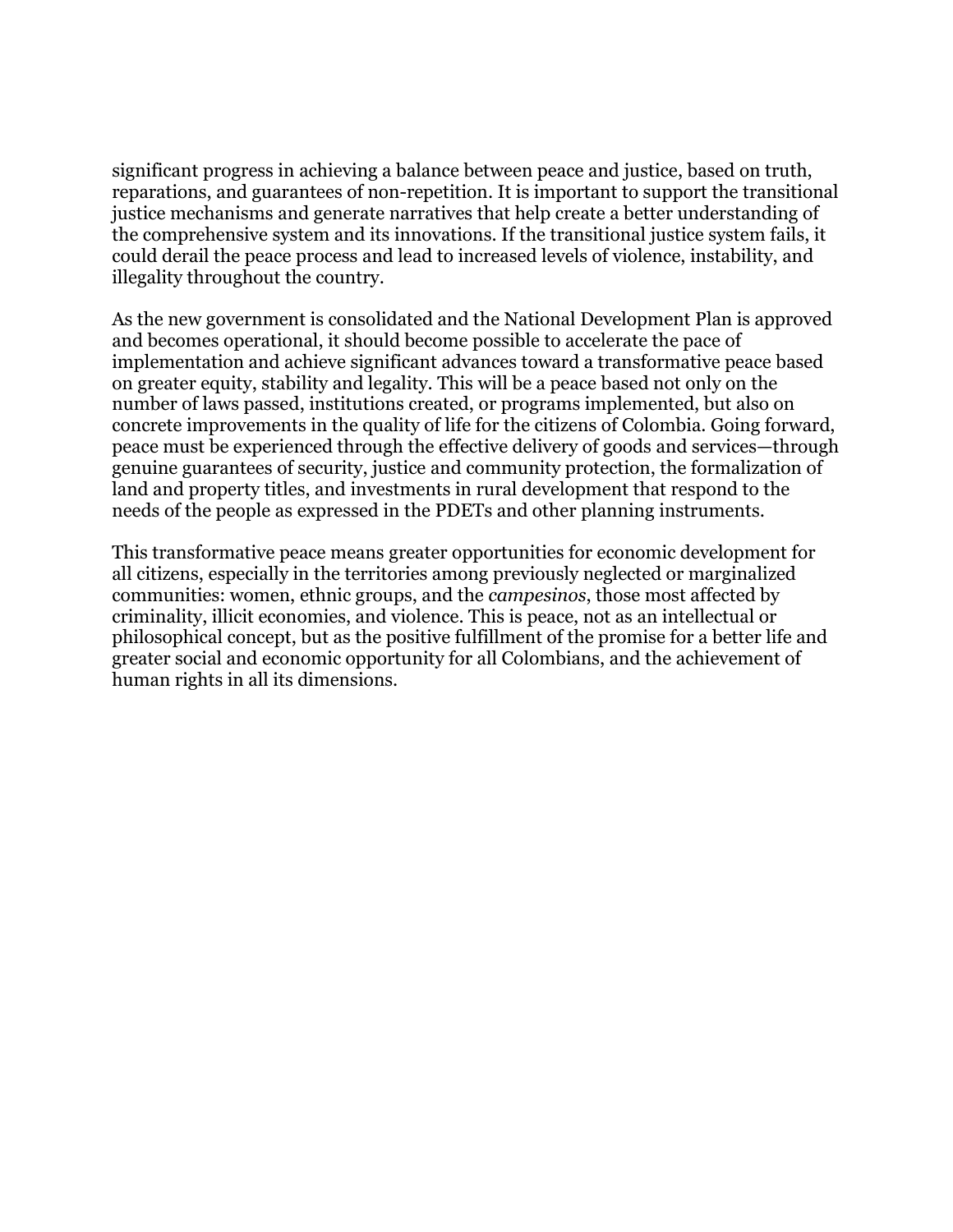significant progress in achieving a balance between peace and justice, based on truth, reparations, and guarantees of non-repetition. It is important to support the transitional justice mechanisms and generate narratives that help create a better understanding of the comprehensive system and its innovations. If the transitional justice system fails, it could derail the peace process and lead to increased levels of violence, instability, and illegality throughout the country.

As the new government is consolidated and the National Development Plan is approved and becomes operational, it should become possible to accelerate the pace of implementation and achieve significant advances toward a transformative peace based on greater equity, stability and legality. This will be a peace based not only on the number of laws passed, institutions created, or programs implemented, but also on concrete improvements in the quality of life for the citizens of Colombia. Going forward, peace must be experienced through the effective delivery of goods and services—through genuine guarantees of security, justice and community protection, the formalization of land and property titles, and investments in rural development that respond to the needs of the people as expressed in the PDETs and other planning instruments.

This transformative peace means greater opportunities for economic development for all citizens, especially in the territories among previously neglected or marginalized communities: women, ethnic groups, and the *campesinos*, those most affected by criminality, illicit economies, and violence. This is peace, not as an intellectual or philosophical concept, but as the positive fulfillment of the promise for a better life and greater social and economic opportunity for all Colombians, and the achievement of human rights in all its dimensions.